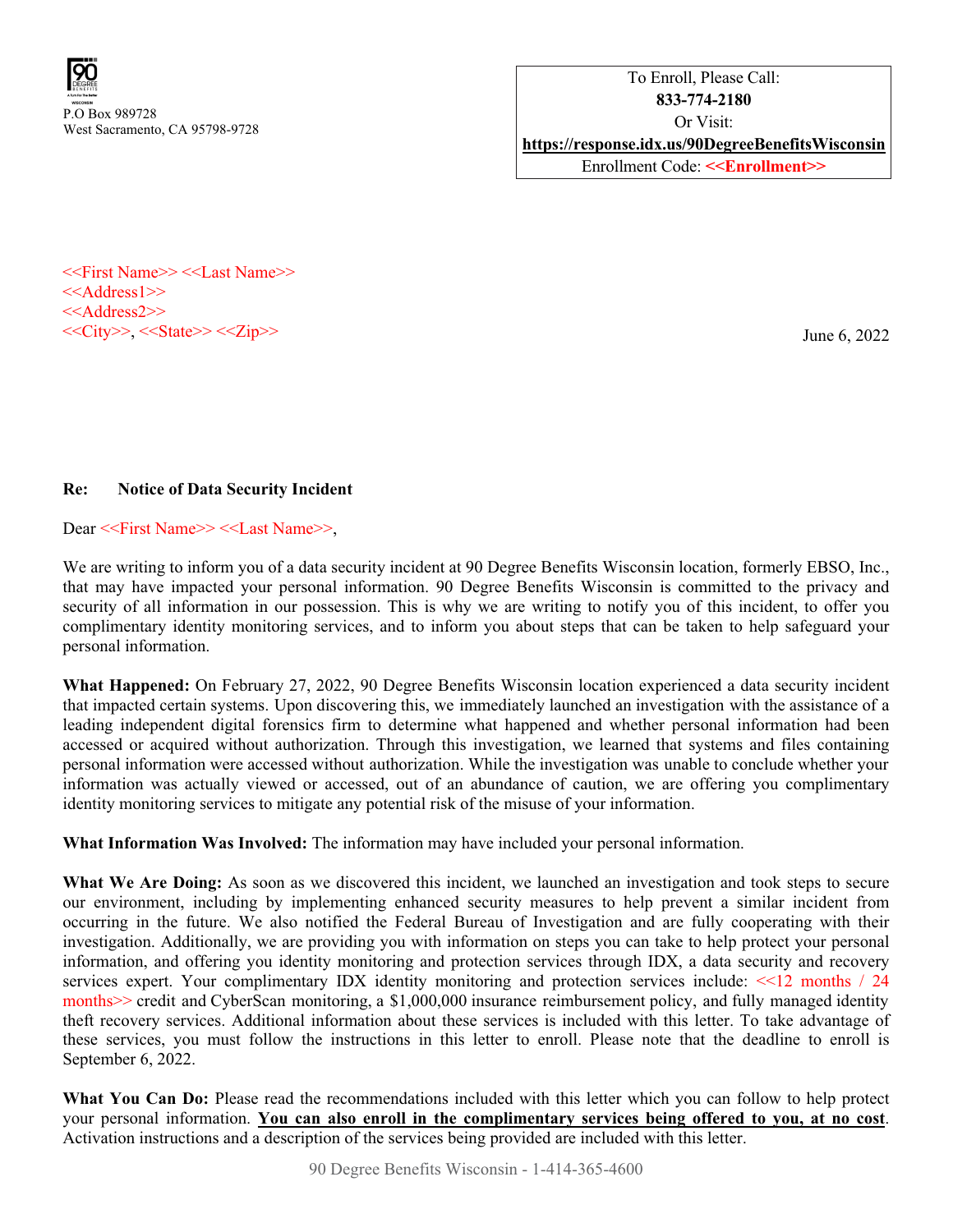P.O Box 989728
West Sacramento, CA 95798-9728

To Enroll, Please Call:
**833-774-2180**
Or Visit:
**https://response.idx.us/90DegreeBenefitsWisconsin**
Enrollment Code: **<<Enrollment>>**

<<First Name>> <<Last Name>>
<<Address1>>
<<Address2>>
<<City>>, <<State>> <<Zip>>

June 6, 2022

**Re: Notice of Data Security Incident**

Dear <<First Name>> <<Last Name>>,

We are writing to inform you of a data security incident at 90 Degree Benefits Wisconsin location, formerly EBSO, Inc., that may have impacted your personal information. 90 Degree Benefits Wisconsin is committed to the privacy and security of all information in our possession. This is why we are writing to notify you of this incident, to offer you complimentary identity monitoring services, and to inform you about steps that can be taken to help safeguard your personal information.

**What Happened:** On February 27, 2022, 90 Degree Benefits Wisconsin location experienced a data security incident that impacted certain systems. Upon discovering this, we immediately launched an investigation with the assistance of a leading independent digital forensics firm to determine what happened and whether personal information had been accessed or acquired without authorization. Through this investigation, we learned that systems and files containing personal information were accessed without authorization. While the investigation was unable to conclude whether your information was actually viewed or accessed, out of an abundance of caution, we are offering you complimentary identity monitoring services to mitigate any potential risk of the misuse of your information.

**What Information Was Involved:** The information may have included your personal information.

**What We Are Doing:** As soon as we discovered this incident, we launched an investigation and took steps to secure our environment, including by implementing enhanced security measures to help prevent a similar incident from occurring in the future. We also notified the Federal Bureau of Investigation and are fully cooperating with their investigation. Additionally, we are providing you with information on steps you can take to help protect your personal information, and offering you identity monitoring and protection services through IDX, a data security and recovery services expert. Your complimentary IDX identity monitoring and protection services include: <<12 months / 24 months>> credit and CyberScan monitoring, a $1,000,000 insurance reimbursement policy, and fully managed identity theft recovery services. Additional information about these services is included with this letter. To take advantage of these services, you must follow the instructions in this letter to enroll. Please note that the deadline to enroll is September 6, 2022.

**What You Can Do:** Please read the recommendations included with this letter which you can follow to help protect your personal information. **You can also enroll in the complimentary services being offered to you, at no cost**. Activation instructions and a description of the services being provided are included with this letter.

90 Degree Benefits Wisconsin - 1-414-365-4600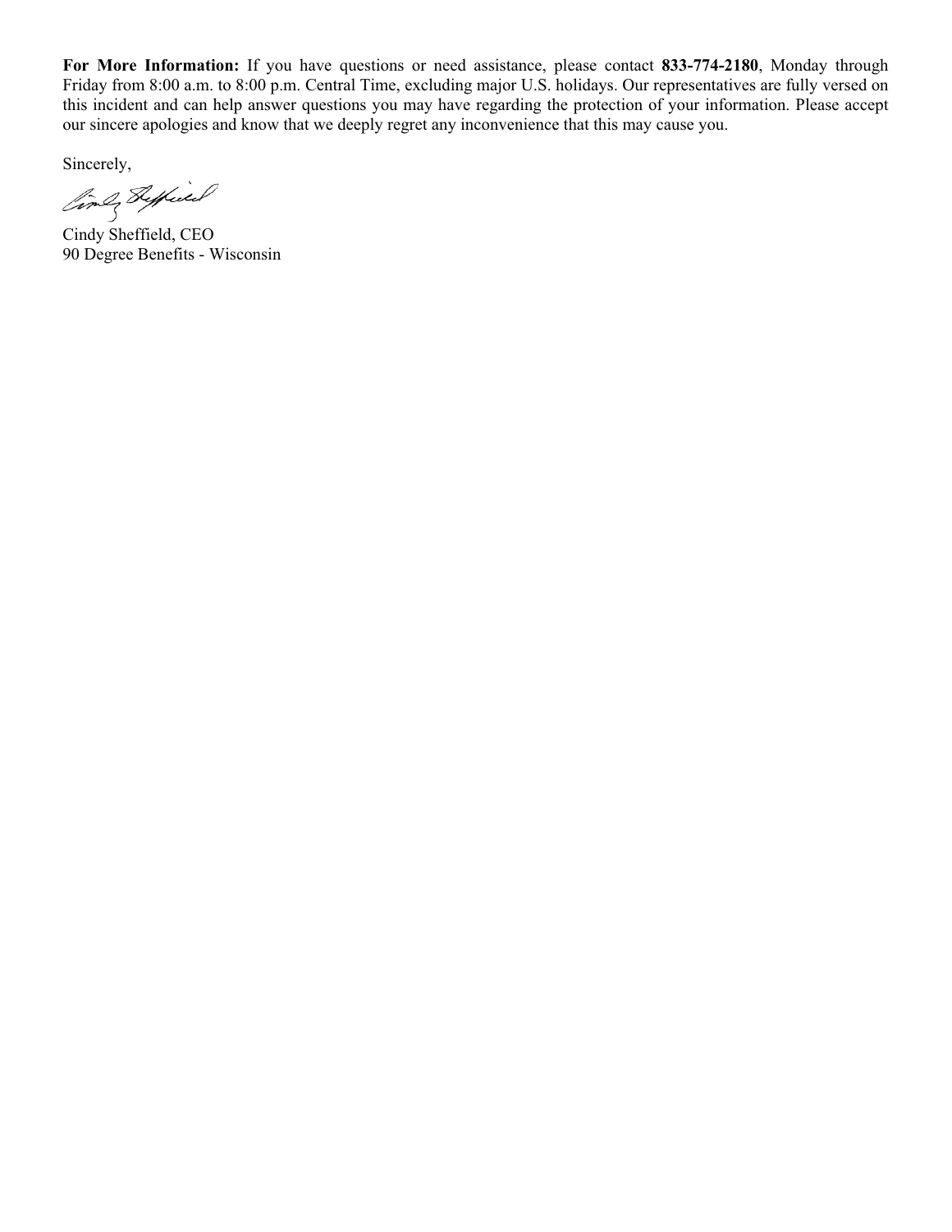**For More Information:** If you have questions or need assistance, please contact **833-774-2180**, Monday through Friday from 8:00 a.m. to 8:00 p.m. Central Time, excluding major U.S. holidays. Our representatives are fully versed on this incident and can help answer questions you may have regarding the protection of your information. Please accept our sincere apologies and know that we deeply regret any inconvenience that this may cause you.

Sincerely,

Cindy Sheffield, CEO
90 Degree Benefits - Wisconsin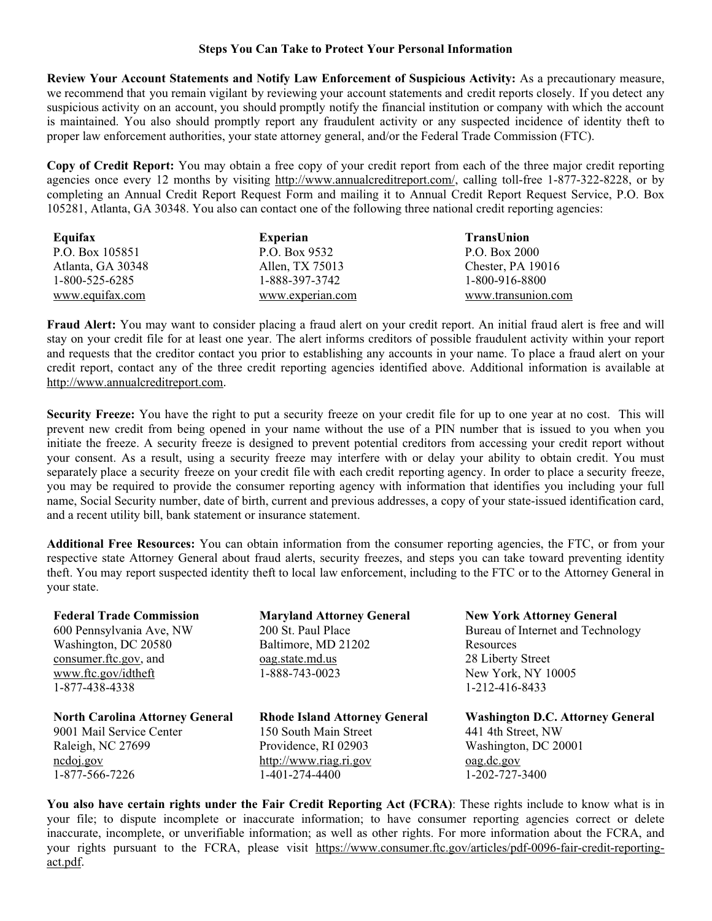## Steps You Can Take to Protect Your Personal Information

**Review Your Account Statements and Notify Law Enforcement of Suspicious Activity:** As a precautionary measure, we recommend that you remain vigilant by reviewing your account statements and credit reports closely. If you detect any suspicious activity on an account, you should promptly notify the financial institution or company with which the account is maintained. You also should promptly report any fraudulent activity or any suspected incidence of identity theft to proper law enforcement authorities, your state attorney general, and/or the Federal Trade Commission (FTC).

**Copy of Credit Report:** You may obtain a free copy of your credit report from each of the three major credit reporting agencies once every 12 months by visiting http://www.annualcreditreport.com/, calling toll-free 1-877-322-8228, or by completing an Annual Credit Report Request Form and mailing it to Annual Credit Report Request Service, P.O. Box 105281, Atlanta, GA 30348. You also can contact one of the following three national credit reporting agencies:

| Equifax | Experian | TransUnion |
|---|---|---|
| P.O. Box 105851 | P.O. Box 9532 | P.O. Box 2000 |
| Atlanta, GA 30348 | Allen, TX 75013 | Chester, PA 19016 |
| 1-800-525-6285 | 1-888-397-3742 | 1-800-916-8800 |
| www.equifax.com | www.experian.com | www.transunion.com |

**Fraud Alert:** You may want to consider placing a fraud alert on your credit report. An initial fraud alert is free and will stay on your credit file for at least one year. The alert informs creditors of possible fraudulent activity within your report and requests that the creditor contact you prior to establishing any accounts in your name. To place a fraud alert on your credit report, contact any of the three credit reporting agencies identified above. Additional information is available at http://www.annualcreditreport.com.

**Security Freeze:** You have the right to put a security freeze on your credit file for up to one year at no cost. This will prevent new credit from being opened in your name without the use of a PIN number that is issued to you when you initiate the freeze. A security freeze is designed to prevent potential creditors from accessing your credit report without your consent. As a result, using a security freeze may interfere with or delay your ability to obtain credit. You must separately place a security freeze on your credit file with each credit reporting agency. In order to place a security freeze, you may be required to provide the consumer reporting agency with information that identifies you including your full name, Social Security number, date of birth, current and previous addresses, a copy of your state-issued identification card, and a recent utility bill, bank statement or insurance statement.

**Additional Free Resources:** You can obtain information from the consumer reporting agencies, the FTC, or from your respective state Attorney General about fraud alerts, security freezes, and steps you can take toward preventing identity theft. You may report suspected identity theft to local law enforcement, including to the FTC or to the Attorney General in your state.

| Federal Trade Commission | Maryland Attorney General | New York Attorney General |
|---|---|---|
| 600 Pennsylvania Ave, NW | 200 St. Paul Place | Bureau of Internet and Technology Resources |
| Washington, DC 20580 | Baltimore, MD 21202 | 28 Liberty Street |
| consumer.ftc.gov, and www.ftc.gov/idtheft | oag.state.md.us | New York, NY 10005 |
| 1-877-438-4338 | 1-888-743-0023 | 1-212-416-8433 |

| North Carolina Attorney General | Rhode Island Attorney General | Washington D.C. Attorney General |
|---|---|---|
| 9001 Mail Service Center | 150 South Main Street | 441 4th Street, NW |
| Raleigh, NC 27699 | Providence, RI 02903 | Washington, DC 20001 |
| ncdoj.gov | http://www.riag.ri.gov | oag.dc.gov |
| 1-877-566-7226 | 1-401-274-4400 | 1-202-727-3400 |

**You also have certain rights under the Fair Credit Reporting Act (FCRA)**: These rights include to know what is in your file; to dispute incomplete or inaccurate information; to have consumer reporting agencies correct or delete inaccurate, incomplete, or unverifiable information; as well as other rights. For more information about the FCRA, and your rights pursuant to the FCRA, please visit https://www.consumer.ftc.gov/articles/pdf-0096-fair-credit-reporting-act.pdf.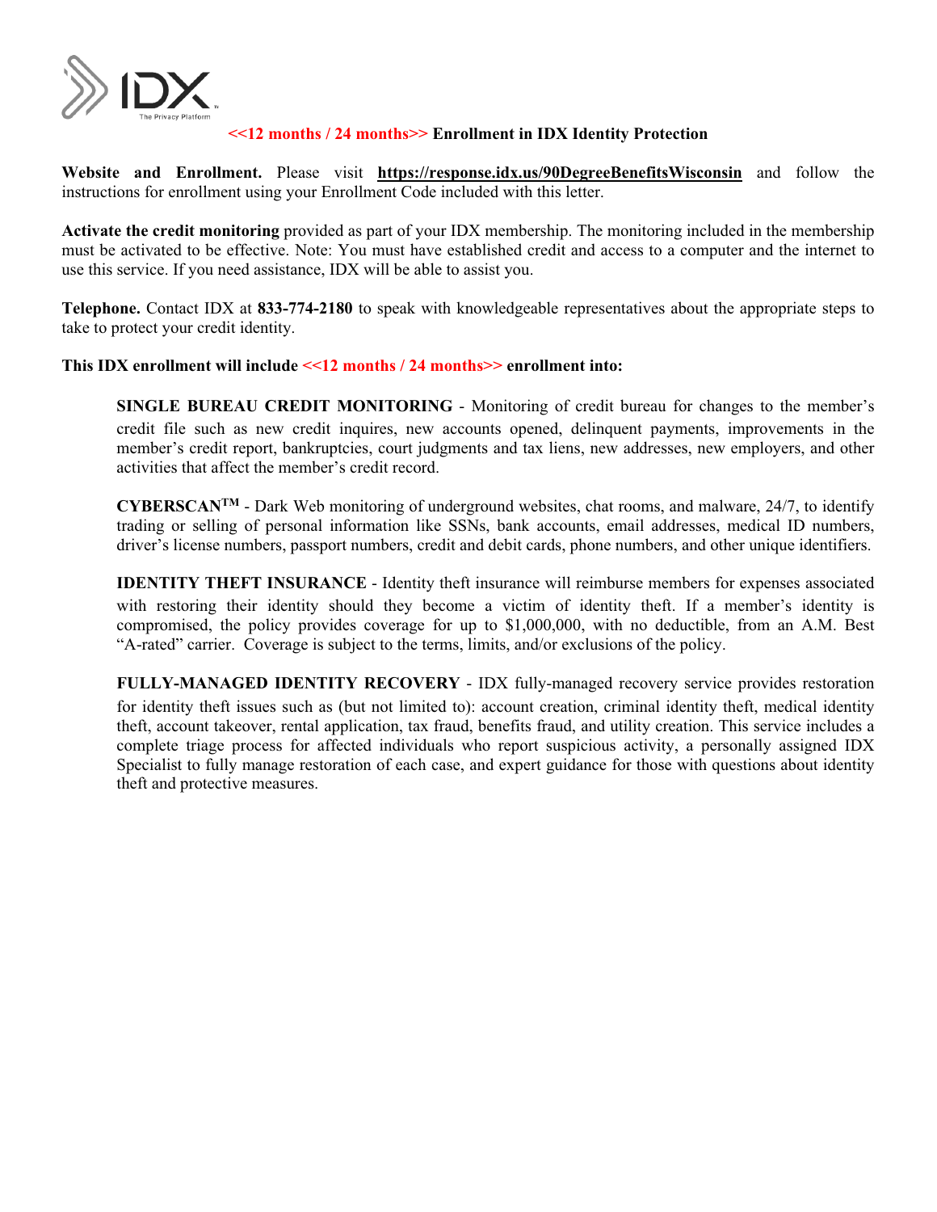IDX
The Privacy Platform

**<<12 months / 24 months>> Enrollment in IDX Identity Protection**

**Website and Enrollment.** Please visit **https://response.idx.us/90DegreeBenefitsWisconsin** and follow the instructions for enrollment using your Enrollment Code included with this letter.

**Activate the credit monitoring** provided as part of your IDX membership. The monitoring included in the membership must be activated to be effective. Note: You must have established credit and access to a computer and the internet to use this service. If you need assistance, IDX will be able to assist you.

**Telephone.** Contact IDX at **833-774-2180** to speak with knowledgeable representatives about the appropriate steps to take to protect your credit identity.

**This IDX enrollment will include <<12 months / 24 months>> enrollment into:**

> **SINGLE BUREAU CREDIT MONITORING** - Monitoring of credit bureau for changes to the member's credit file such as new credit inquires, new accounts opened, delinquent payments, improvements in the member's credit report, bankruptcies, court judgments and tax liens, new addresses, new employers, and other activities that affect the member's credit record.
>
> **CYBERSCAN™** - Dark Web monitoring of underground websites, chat rooms, and malware, 24/7, to identify trading or selling of personal information like SSNs, bank accounts, email addresses, medical ID numbers, driver's license numbers, passport numbers, credit and debit cards, phone numbers, and other unique identifiers.
>
> **IDENTITY THEFT INSURANCE** - Identity theft insurance will reimburse members for expenses associated with restoring their identity should they become a victim of identity theft. If a member's identity is compromised, the policy provides coverage for up to $1,000,000, with no deductible, from an A.M. Best "A-rated" carrier. Coverage is subject to the terms, limits, and/or exclusions of the policy.
>
> **FULLY-MANAGED IDENTITY RECOVERY** - IDX fully-managed recovery service provides restoration for identity theft issues such as (but not limited to): account creation, criminal identity theft, medical identity theft, account takeover, rental application, tax fraud, benefits fraud, and utility creation. This service includes a complete triage process for affected individuals who report suspicious activity, a personally assigned IDX Specialist to fully manage restoration of each case, and expert guidance for those with questions about identity theft and protective measures.